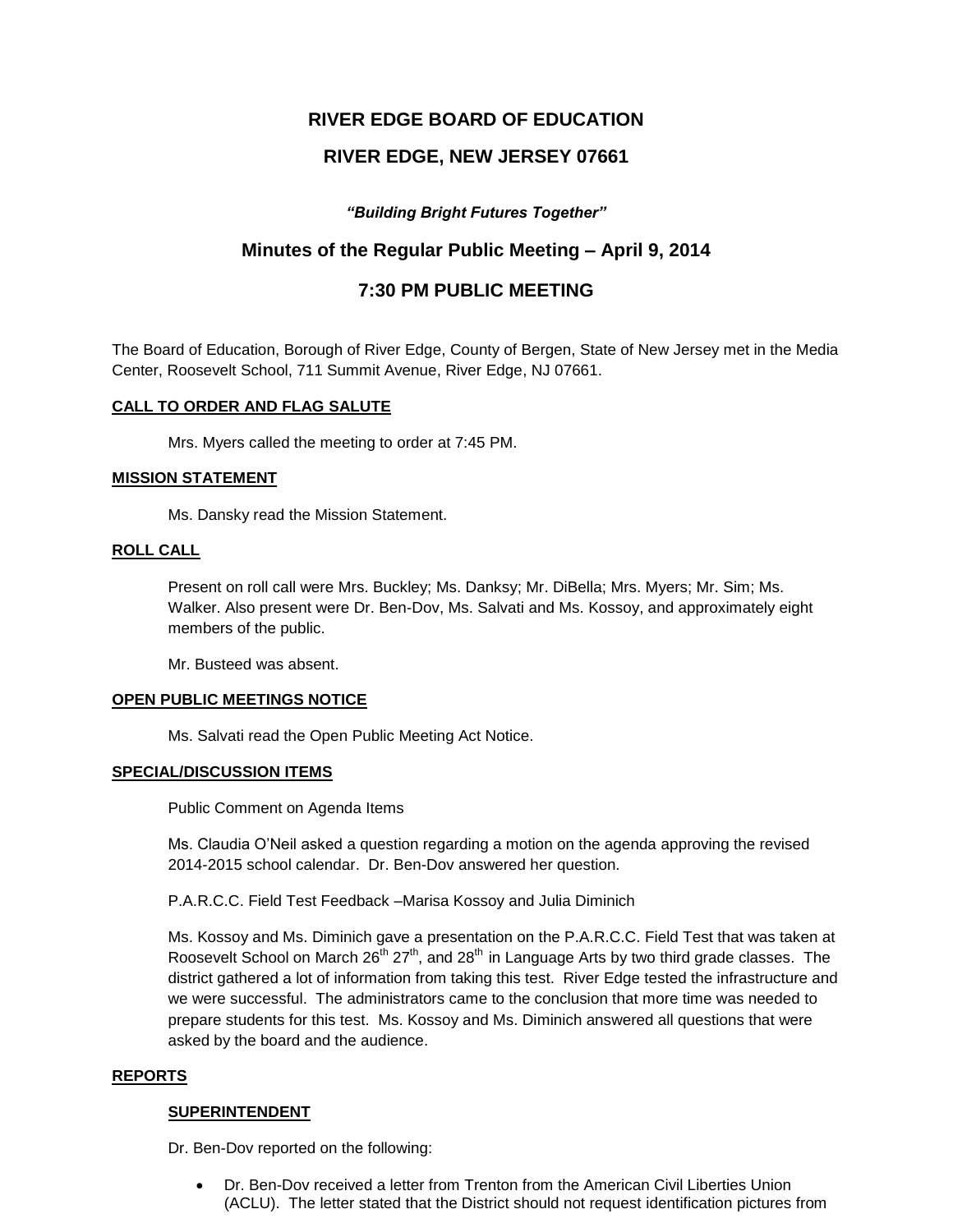# RIVER EDGE BOARD OF EDUCATION

# RIVER EDGE, NEW JERSEY 07661

***"Building Bright Futures Together"***

## Minutes of the Regular Public Meeting – April 9, 2014

## 7:30 PM PUBLIC MEETING

The Board of Education, Borough of River Edge, County of Bergen, State of New Jersey met in the Media Center, Roosevelt School, 711 Summit Avenue, River Edge, NJ 07661.

**CALL TO ORDER AND FLAG SALUTE**

Mrs. Myers called the meeting to order at 7:45 PM.

**MISSION STATEMENT**

Ms. Dansky read the Mission Statement.

**ROLL CALL**

Present on roll call were Mrs. Buckley; Ms. Danksy; Mr. DiBella; Mrs. Myers; Mr. Sim; Ms. Walker. Also present were Dr. Ben-Dov, Ms. Salvati and Ms. Kossoy, and approximately eight members of the public.

Mr. Busteed was absent.

**OPEN PUBLIC MEETINGS NOTICE**

Ms. Salvati read the Open Public Meeting Act Notice.

**SPECIAL/DISCUSSION ITEMS**

Public Comment on Agenda Items

Ms. Claudia O'Neil asked a question regarding a motion on the agenda approving the revised 2014-2015 school calendar. Dr. Ben-Dov answered her question.

P.A.R.C.C. Field Test Feedback –Marisa Kossoy and Julia Diminich

Ms. Kossoy and Ms. Diminich gave a presentation on the P.A.R.C.C. Field Test that was taken at Roosevelt School on March 26th 27th, and 28th in Language Arts by two third grade classes. The district gathered a lot of information from taking this test. River Edge tested the infrastructure and we were successful. The administrators came to the conclusion that more time was needed to prepare students for this test. Ms. Kossoy and Ms. Diminich answered all questions that were asked by the board and the audience.

**REPORTS**

**SUPERINTENDENT**

Dr. Ben-Dov reported on the following:

- Dr. Ben-Dov received a letter from Trenton from the American Civil Liberties Union (ACLU). The letter stated that the District should not request identification pictures from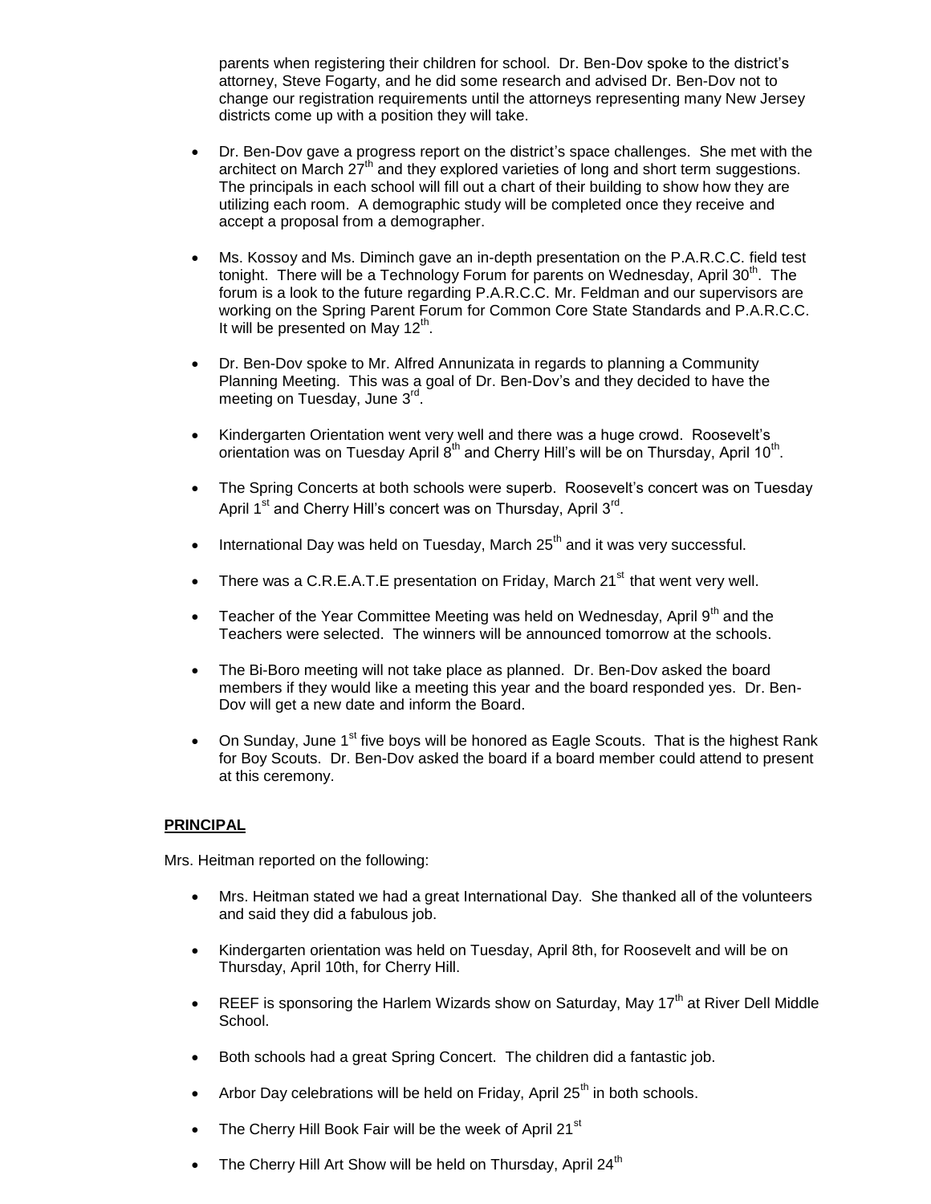parents when registering their children for school. Dr. Ben-Dov spoke to the district's attorney, Steve Fogarty, and he did some research and advised Dr. Ben-Dov not to change our registration requirements until the attorneys representing many New Jersey districts come up with a position they will take.

- Dr. Ben-Dov gave a progress report on the district's space challenges. She met with the architect on March 27th and they explored varieties of long and short term suggestions. The principals in each school will fill out a chart of their building to show how they are utilizing each room. A demographic study will be completed once they receive and accept a proposal from a demographer.

- Ms. Kossoy and Ms. Diminch gave an in-depth presentation on the P.A.R.C.C. field test tonight. There will be a Technology Forum for parents on Wednesday, April 30th. The forum is a look to the future regarding P.A.R.C.C. Mr. Feldman and our supervisors are working on the Spring Parent Forum for Common Core State Standards and P.A.R.C.C. It will be presented on May 12th.

- Dr. Ben-Dov spoke to Mr. Alfred Annunizata in regards to planning a Community Planning Meeting. This was a goal of Dr. Ben-Dov's and they decided to have the meeting on Tuesday, June 3rd.

- Kindergarten Orientation went very well and there was a huge crowd. Roosevelt's orientation was on Tuesday April 8th and Cherry Hill's will be on Thursday, April 10th.

- The Spring Concerts at both schools were superb. Roosevelt's concert was on Tuesday April 1st and Cherry Hill's concert was on Thursday, April 3rd.

- International Day was held on Tuesday, March 25th and it was very successful.

- There was a C.R.E.A.T.E presentation on Friday, March 21st that went very well.

- Teacher of the Year Committee Meeting was held on Wednesday, April 9th and the Teachers were selected. The winners will be announced tomorrow at the schools.

- The Bi-Boro meeting will not take place as planned. Dr. Ben-Dov asked the board members if they would like a meeting this year and the board responded yes. Dr. Ben-Dov will get a new date and inform the Board.

- On Sunday, June 1st five boys will be honored as Eagle Scouts. That is the highest Rank for Boy Scouts. Dr. Ben-Dov asked the board if a board member could attend to present at this ceremony.

**PRINCIPAL**

Mrs. Heitman reported on the following:

- Mrs. Heitman stated we had a great International Day. She thanked all of the volunteers and said they did a fabulous job.

- Kindergarten orientation was held on Tuesday, April 8th, for Roosevelt and will be on Thursday, April 10th, for Cherry Hill.

- REEF is sponsoring the Harlem Wizards show on Saturday, May 17th at River Dell Middle School.

- Both schools had a great Spring Concert. The children did a fantastic job.

- Arbor Day celebrations will be held on Friday, April 25th in both schools.

- The Cherry Hill Book Fair will be the week of April 21st

- The Cherry Hill Art Show will be held on Thursday, April 24th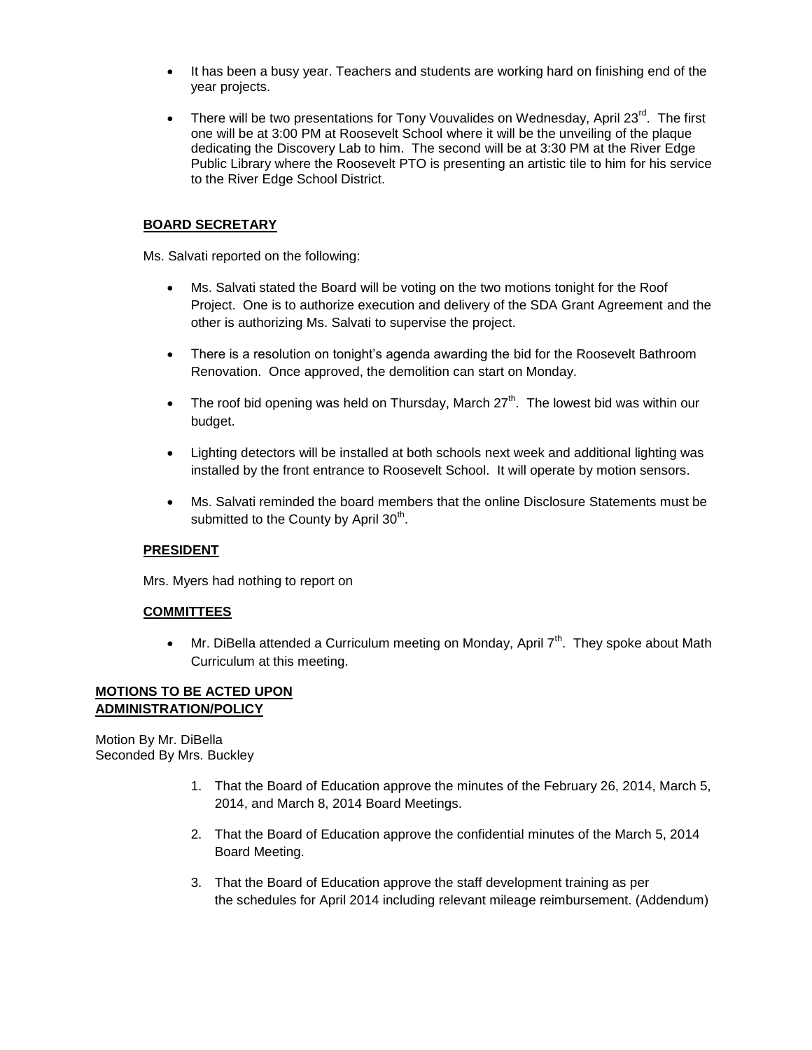- It has been a busy year. Teachers and students are working hard on finishing end of the year projects.
- There will be two presentations for Tony Vouvalides on Wednesday, April 23rd. The first one will be at 3:00 PM at Roosevelt School where it will be the unveiling of the plaque dedicating the Discovery Lab to him. The second will be at 3:30 PM at the River Edge Public Library where the Roosevelt PTO is presenting an artistic tile to him for his service to the River Edge School District.

**BOARD SECRETARY**

Ms. Salvati reported on the following:

- Ms. Salvati stated the Board will be voting on the two motions tonight for the Roof Project. One is to authorize execution and delivery of the SDA Grant Agreement and the other is authorizing Ms. Salvati to supervise the project.
- There is a resolution on tonight's agenda awarding the bid for the Roosevelt Bathroom Renovation. Once approved, the demolition can start on Monday.
- The roof bid opening was held on Thursday, March 27th. The lowest bid was within our budget.
- Lighting detectors will be installed at both schools next week and additional lighting was installed by the front entrance to Roosevelt School. It will operate by motion sensors.
- Ms. Salvati reminded the board members that the online Disclosure Statements must be submitted to the County by April 30th.

**PRESIDENT**

Mrs. Myers had nothing to report on

**COMMITTEES**

- Mr. DiBella attended a Curriculum meeting on Monday, April 7th. They spoke about Math Curriculum at this meeting.

**MOTIONS TO BE ACTED UPON**
**ADMINISTRATION/POLICY**

Motion By Mr. DiBella
Seconded By Mrs. Buckley

1. That the Board of Education approve the minutes of the February 26, 2014, March 5, 2014, and March 8, 2014 Board Meetings.
2. That the Board of Education approve the confidential minutes of the March 5, 2014 Board Meeting.
3. That the Board of Education approve the staff development training as per the schedules for April 2014 including relevant mileage reimbursement. (Addendum)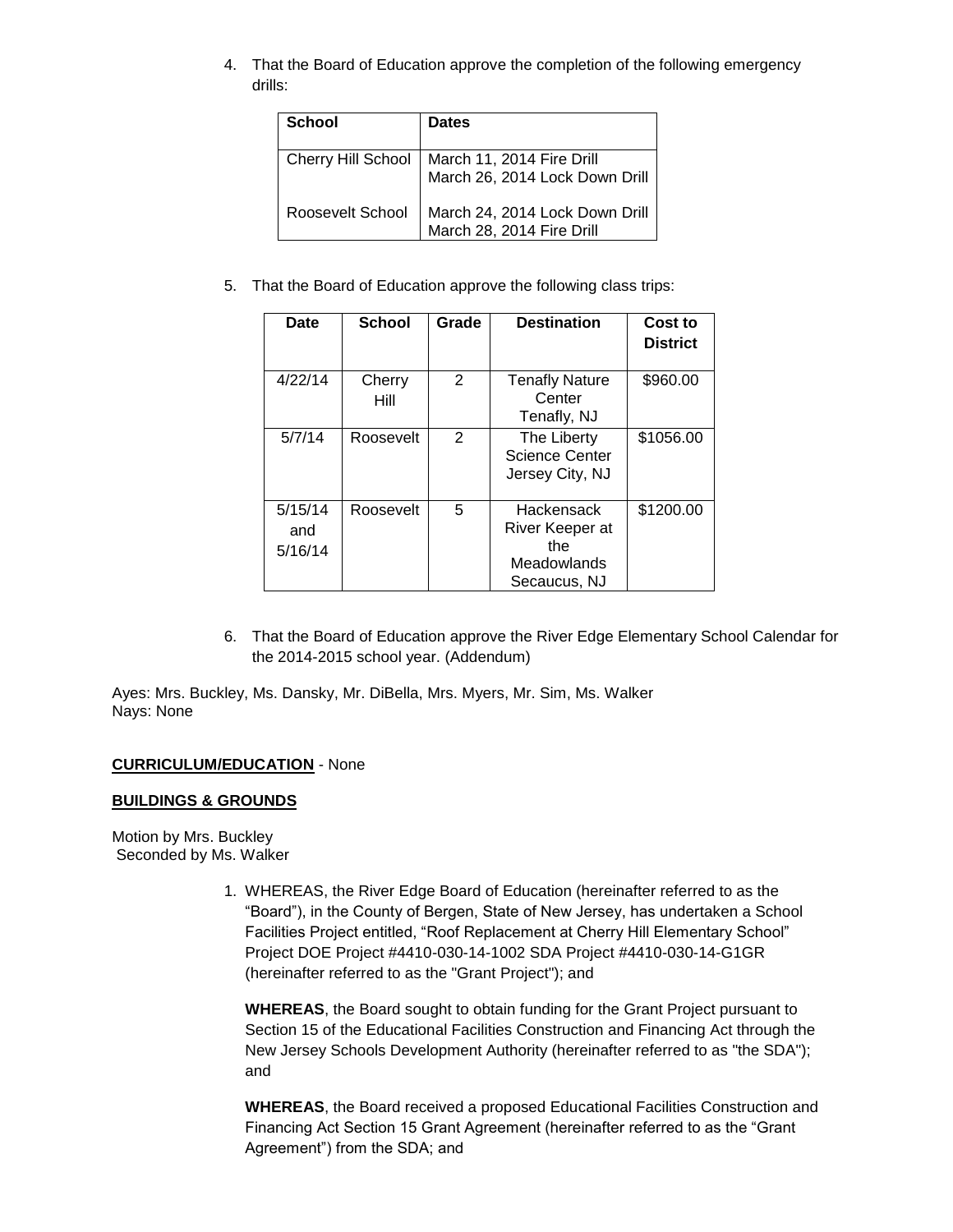4. That the Board of Education approve the completion of the following emergency drills:

| School | Dates |
| --- | --- |
| Cherry Hill School | March 11, 2014 Fire Drill<br>March 26, 2014 Lock Down Drill |
| Roosevelt School | March 24, 2014 Lock Down Drill<br>March 28, 2014 Fire Drill |

5. That the Board of Education approve the following class trips:

| Date | School | Grade | Destination | Cost to District |
| --- | --- | --- | --- | --- |
| 4/22/14 | Cherry Hill | 2 | Tenafly Nature Center Tenafly, NJ | $960.00 |
| 5/7/14 | Roosevelt | 2 | The Liberty Science Center Jersey City, NJ | $1056.00 |
| 5/15/14 and 5/16/14 | Roosevelt | 5 | Hackensack River Keeper at the Meadowlands Secaucus, NJ | $1200.00 |

6. That the Board of Education approve the River Edge Elementary School Calendar for the 2014-2015 school year. (Addendum)

Ayes: Mrs. Buckley, Ms. Dansky, Mr. DiBella, Mrs. Myers, Mr. Sim, Ms. Walker
Nays: None

**CURRICULUM/EDUCATION** - None

**BUILDINGS & GROUNDS**

Motion by Mrs. Buckley
Seconded by Ms. Walker

1. WHEREAS, the River Edge Board of Education (hereinafter referred to as the "Board"), in the County of Bergen, State of New Jersey, has undertaken a School Facilities Project entitled, "Roof Replacement at Cherry Hill Elementary School" Project DOE Project #4410-030-14-1002 SDA Project #4410-030-14-G1GR (hereinafter referred to as the "Grant Project"); and

   **WHEREAS**, the Board sought to obtain funding for the Grant Project pursuant to Section 15 of the Educational Facilities Construction and Financing Act through the New Jersey Schools Development Authority (hereinafter referred to as "the SDA"); and

   **WHEREAS**, the Board received a proposed Educational Facilities Construction and Financing Act Section 15 Grant Agreement (hereinafter referred to as the "Grant Agreement") from the SDA; and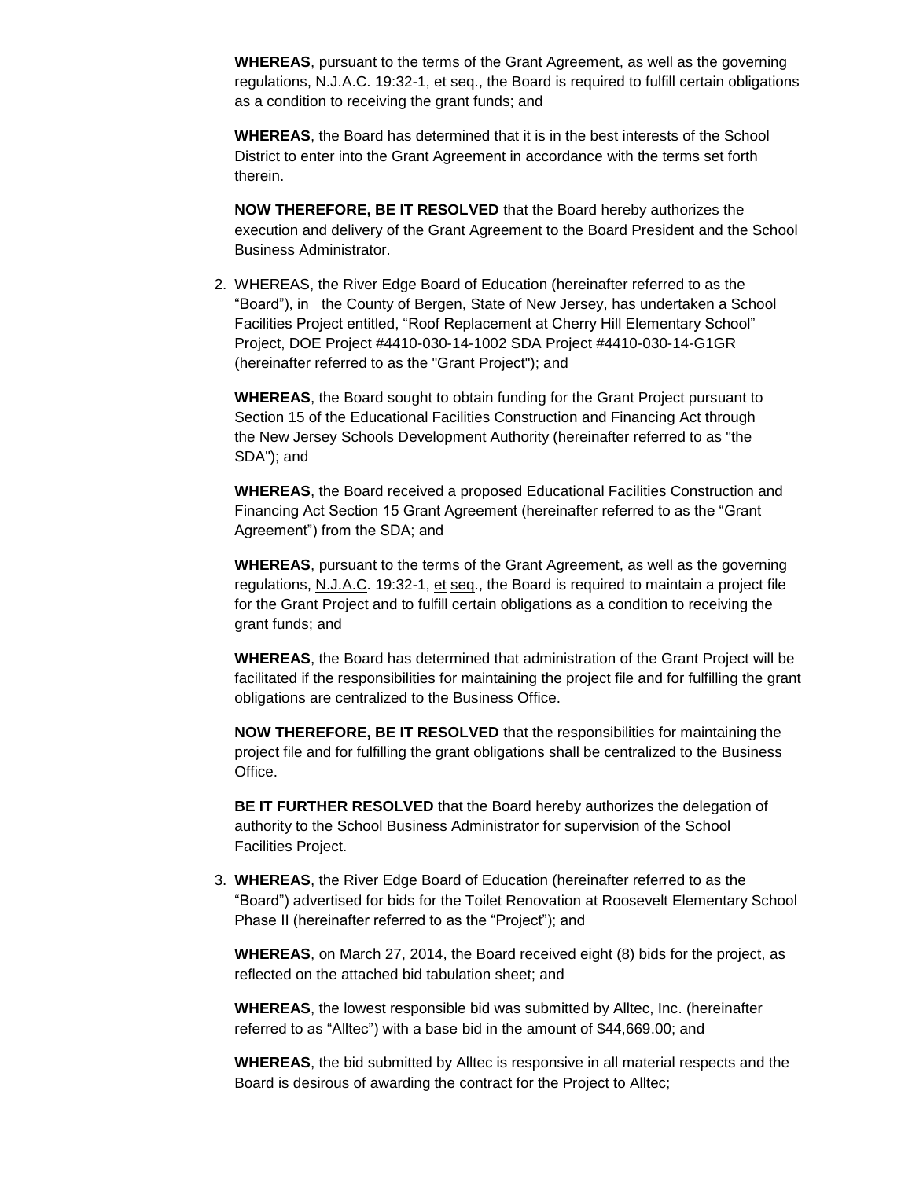**WHEREAS**, pursuant to the terms of the Grant Agreement, as well as the governing regulations, N.J.A.C. 19:32-1, et seq., the Board is required to fulfill certain obligations as a condition to receiving the grant funds; and

**WHEREAS**, the Board has determined that it is in the best interests of the School District to enter into the Grant Agreement in accordance with the terms set forth therein.

**NOW THEREFORE, BE IT RESOLVED** that the Board hereby authorizes the execution and delivery of the Grant Agreement to the Board President and the School Business Administrator.

2. WHEREAS, the River Edge Board of Education (hereinafter referred to as the "Board"), in the County of Bergen, State of New Jersey, has undertaken a School Facilities Project entitled, "Roof Replacement at Cherry Hill Elementary School" Project, DOE Project #4410-030-14-1002 SDA Project #4410-030-14-G1GR (hereinafter referred to as the "Grant Project"); and

   **WHEREAS**, the Board sought to obtain funding for the Grant Project pursuant to Section 15 of the Educational Facilities Construction and Financing Act through the New Jersey Schools Development Authority (hereinafter referred to as "the SDA"); and

   **WHEREAS**, the Board received a proposed Educational Facilities Construction and Financing Act Section 15 Grant Agreement (hereinafter referred to as the "Grant Agreement") from the SDA; and

   **WHEREAS**, pursuant to the terms of the Grant Agreement, as well as the governing regulations, N.J.A.C. 19:32-1, et seq., the Board is required to maintain a project file for the Grant Project and to fulfill certain obligations as a condition to receiving the grant funds; and

   **WHEREAS**, the Board has determined that administration of the Grant Project will be facilitated if the responsibilities for maintaining the project file and for fulfilling the grant obligations are centralized to the Business Office.

   **NOW THEREFORE, BE IT RESOLVED** that the responsibilities for maintaining the project file and for fulfilling the grant obligations shall be centralized to the Business Office.

   **BE IT FURTHER RESOLVED** that the Board hereby authorizes the delegation of authority to the School Business Administrator for supervision of the School Facilities Project.

3. **WHEREAS**, the River Edge Board of Education (hereinafter referred to as the "Board") advertised for bids for the Toilet Renovation at Roosevelt Elementary School Phase II (hereinafter referred to as the "Project"); and

   **WHEREAS**, on March 27, 2014, the Board received eight (8) bids for the project, as reflected on the attached bid tabulation sheet; and

   **WHEREAS**, the lowest responsible bid was submitted by Alltec, Inc. (hereinafter referred to as "Alltec") with a base bid in the amount of $44,669.00; and

   **WHEREAS**, the bid submitted by Alltec is responsive in all material respects and the Board is desirous of awarding the contract for the Project to Alltec;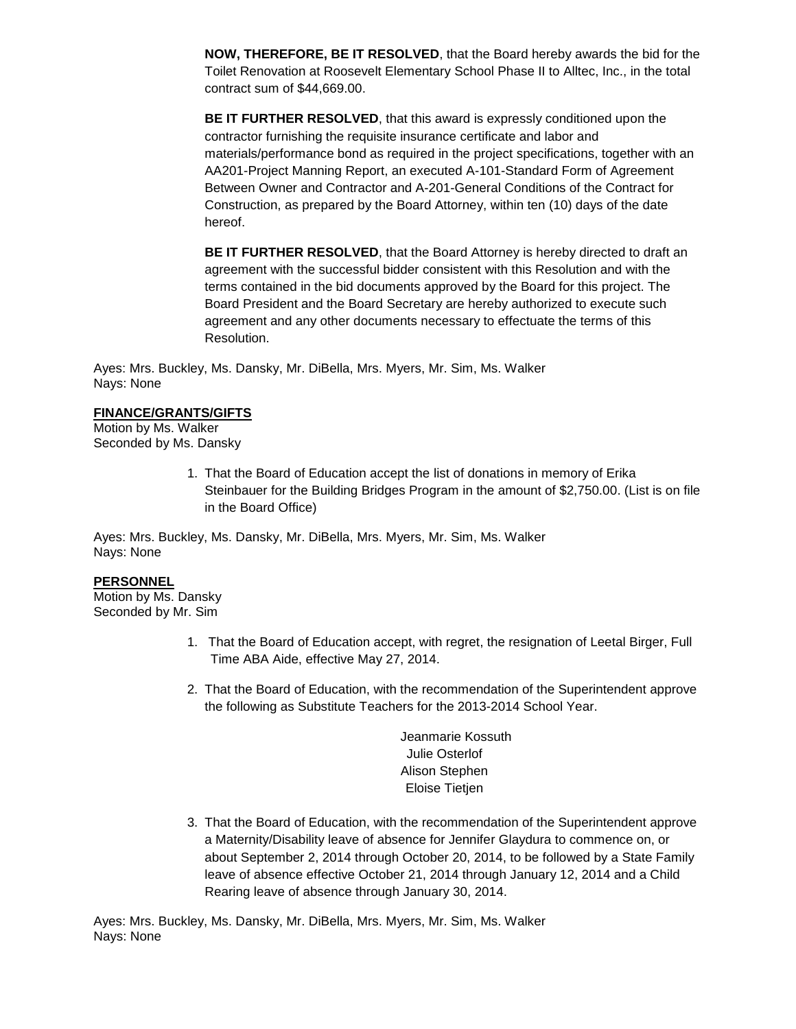**NOW, THEREFORE, BE IT RESOLVED**, that the Board hereby awards the bid for the Toilet Renovation at Roosevelt Elementary School Phase II to Alltec, Inc., in the total contract sum of $44,669.00.

**BE IT FURTHER RESOLVED**, that this award is expressly conditioned upon the contractor furnishing the requisite insurance certificate and labor and materials/performance bond as required in the project specifications, together with an AA201-Project Manning Report, an executed A-101-Standard Form of Agreement Between Owner and Contractor and A-201-General Conditions of the Contract for Construction, as prepared by the Board Attorney, within ten (10) days of the date hereof.

**BE IT FURTHER RESOLVED**, that the Board Attorney is hereby directed to draft an agreement with the successful bidder consistent with this Resolution and with the terms contained in the bid documents approved by the Board for this project. The Board President and the Board Secretary are hereby authorized to execute such agreement and any other documents necessary to effectuate the terms of this Resolution.

Ayes: Mrs. Buckley, Ms. Dansky, Mr. DiBella, Mrs. Myers, Mr. Sim, Ms. Walker
Nays: None

**FINANCE/GRANTS/GIFTS**
Motion by Ms. Walker
Seconded by Ms. Dansky

1. That the Board of Education accept the list of donations in memory of Erika Steinbauer for the Building Bridges Program in the amount of $2,750.00. (List is on file in the Board Office)

Ayes: Mrs. Buckley, Ms. Dansky, Mr. DiBella, Mrs. Myers, Mr. Sim, Ms. Walker
Nays: None

**PERSONNEL**
Motion by Ms. Dansky
Seconded by Mr. Sim

1. That the Board of Education accept, with regret, the resignation of Leetal Birger, Full Time ABA Aide, effective May 27, 2014.
2. That the Board of Education, with the recommendation of the Superintendent approve the following as Substitute Teachers for the 2013-2014 School Year.

   Jeanmarie Kossuth
   Julie Osterlof
   Alison Stephen
   Eloise Tietjen

3. That the Board of Education, with the recommendation of the Superintendent approve a Maternity/Disability leave of absence for Jennifer Glaydura to commence on, or about September 2, 2014 through October 20, 2014, to be followed by a State Family leave of absence effective October 21, 2014 through January 12, 2014 and a Child Rearing leave of absence through January 30, 2014.

Ayes: Mrs. Buckley, Ms. Dansky, Mr. DiBella, Mrs. Myers, Mr. Sim, Ms. Walker
Nays: None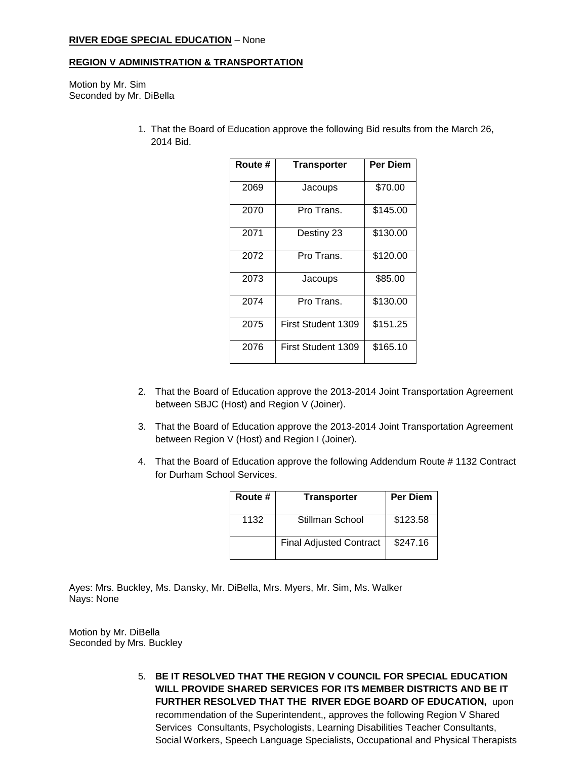**RIVER EDGE SPECIAL EDUCATION** – None

**REGION V ADMINISTRATION & TRANSPORTATION**

Motion by Mr. Sim
Seconded by Mr. DiBella

1. That the Board of Education approve the following Bid results from the March 26, 2014 Bid.

| Route # | Transporter | Per Diem |
|---|---|---|
| 2069 | Jacoups | $70.00 |
| 2070 | Pro Trans. | $145.00 |
| 2071 | Destiny 23 | $130.00 |
| 2072 | Pro Trans. | $120.00 |
| 2073 | Jacoups | $85.00 |
| 2074 | Pro Trans. | $130.00 |
| 2075 | First Student 1309 | $151.25 |
| 2076 | First Student 1309 | $165.10 |

2. That the Board of Education approve the 2013-2014 Joint Transportation Agreement between SBJC (Host) and Region V (Joiner).

3. That the Board of Education approve the 2013-2014 Joint Transportation Agreement between Region V (Host) and Region I (Joiner).

4. That the Board of Education approve the following Addendum Route # 1132 Contract for Durham School Services.

| Route # | Transporter | Per Diem |
|---|---|---|
| 1132 | Stillman School | $123.58 |
| | Final Adjusted Contract | $247.16 |

Ayes: Mrs. Buckley, Ms. Dansky, Mr. DiBella, Mrs. Myers, Mr. Sim, Ms. Walker
Nays: None

Motion by Mr. DiBella
Seconded by Mrs. Buckley

5. **BE IT RESOLVED THAT THE REGION V COUNCIL FOR SPECIAL EDUCATION WILL PROVIDE SHARED SERVICES FOR ITS MEMBER DISTRICTS AND BE IT FURTHER RESOLVED THAT THE RIVER EDGE BOARD OF EDUCATION,** upon recommendation of the Superintendent,, approves the following Region V Shared Services Consultants, Psychologists, Learning Disabilities Teacher Consultants, Social Workers, Speech Language Specialists, Occupational and Physical Therapists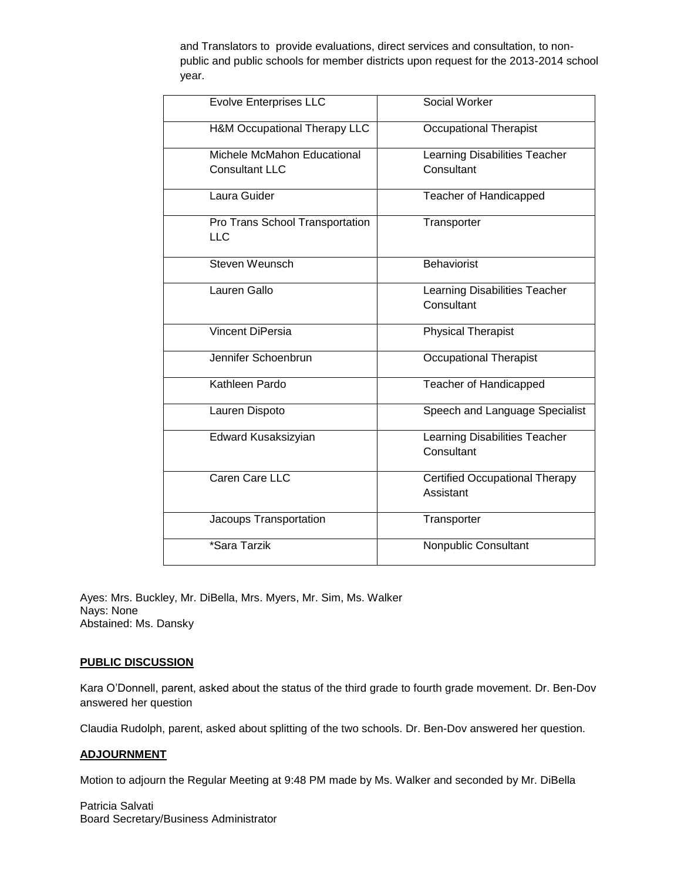and Translators to provide evaluations, direct services and consultation, to non-public and public schools for member districts upon request for the 2013-2014 school year.

| | |
|---|---|
| Evolve Enterprises LLC | Social Worker |
| H&M Occupational Therapy LLC | Occupational Therapist |
| Michele McMahon Educational Consultant LLC | Learning Disabilities Teacher Consultant |
| Laura Guider | Teacher of Handicapped |
| Pro Trans School Transportation LLC | Transporter |
| Steven Weunsch | Behaviorist |
| Lauren Gallo | Learning Disabilities Teacher Consultant |
| Vincent DiPersia | Physical Therapist |
| Jennifer Schoenbrun | Occupational Therapist |
| Kathleen Pardo | Teacher of Handicapped |
| Lauren Dispoto | Speech and Language Specialist |
| Edward Kusaksizyian | Learning Disabilities Teacher Consultant |
| Caren Care LLC | Certified Occupational Therapy Assistant |
| Jacoups Transportation | Transporter |
| *Sara Tarzik | Nonpublic Consultant |

Ayes: Mrs. Buckley, Mr. DiBella, Mrs. Myers, Mr. Sim, Ms. Walker
Nays: None
Abstained: Ms. Dansky

**PUBLIC DISCUSSION**

Kara O'Donnell, parent, asked about the status of the third grade to fourth grade movement. Dr. Ben-Dov answered her question

Claudia Rudolph, parent, asked about splitting of the two schools. Dr. Ben-Dov answered her question.

**ADJOURNMENT**

Motion to adjourn the Regular Meeting at 9:48 PM made by Ms. Walker and seconded by Mr. DiBella

Patricia Salvati
Board Secretary/Business Administrator